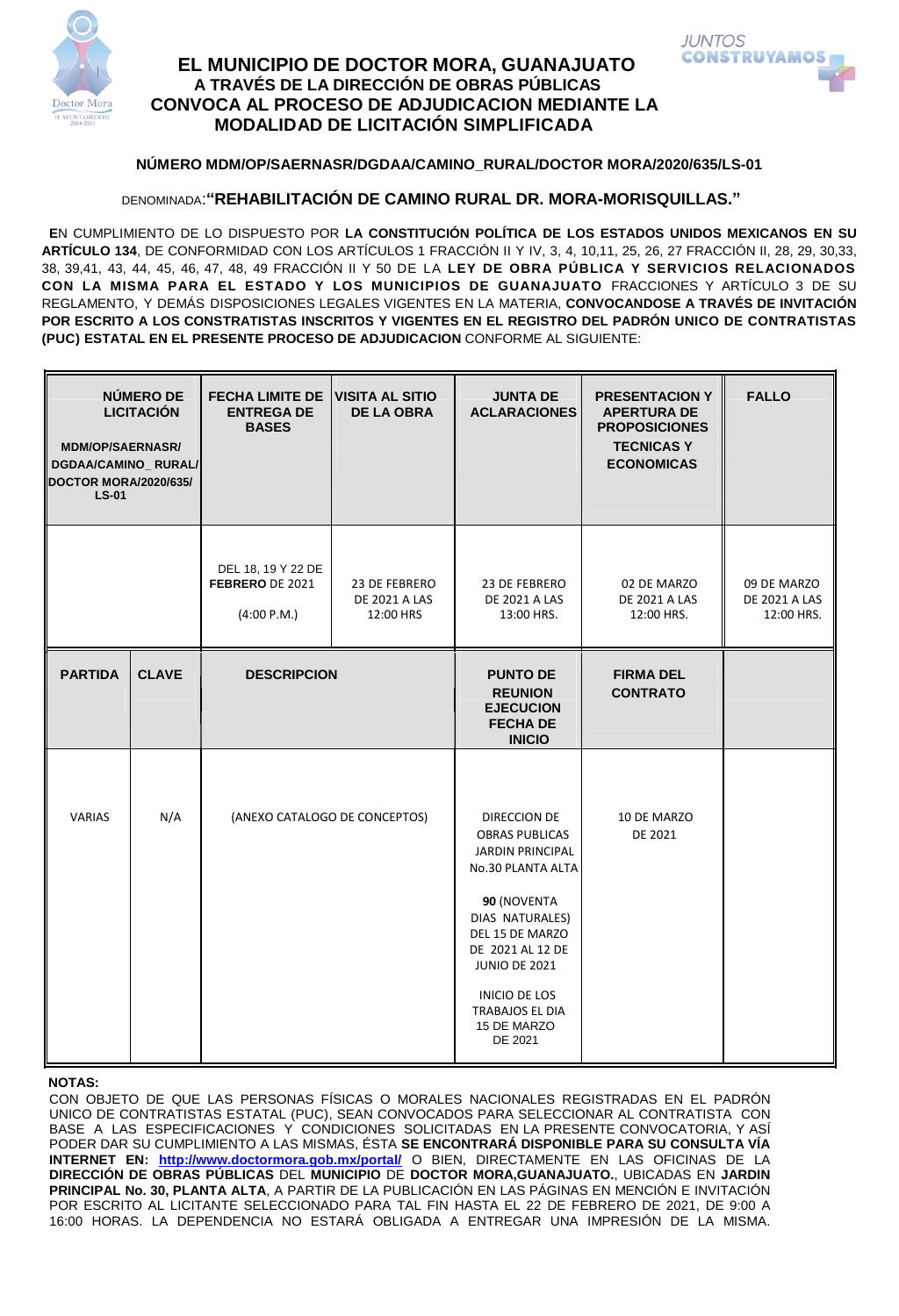# EL MUNICIPIO DE DOCTOR MORA, GUANAJUATO
## A TRAVÉS DE LA DIRECCIÓN DE OBRAS PÚBLICAS
## CONVOCA AL PROCESO DE ADJUDICACION MEDIANTE LA MODALIDAD DE LICITACIÓN SIMPLIFICADA

**NÚMERO MDM/OP/SAERNASR/DGDAA/CAMINO_RURAL/DOCTOR MORA/2020/635/LS-01**

DENOMINADA:**"REHABILITACIÓN DE CAMINO RURAL DR. MORA-MORISQUILLAS."**

**E**N CUMPLIMIENTO DE LO DISPUESTO POR **LA CONSTITUCIÓN POLÍTICA DE LOS ESTADOS UNIDOS MEXICANOS EN SU ARTÍCULO 134**, DE CONFORMIDAD CON LOS ARTÍCULOS 1 FRACCIÓN II Y IV, 3, 4, 10,11, 25, 26, 27 FRACCIÓN II, 28, 29, 30,33, 38, 39,41, 43, 44, 45, 46, 47, 48, 49 FRACCIÓN II Y 50 DE LA **LEY DE OBRA PÚBLICA Y SERVICIOS RELACIONADOS CON LA MISMA PARA EL ESTADO Y LOS MUNICIPIOS DE GUANAJUATO** FRACCIONES Y ARTÍCULO 3 DE SU REGLAMENTO, Y DEMÁS DISPOSICIONES LEGALES VIGENTES EN LA MATERIA, **CONVOCANDOSE A TRAVÉS DE INVITACIÓN POR ESCRITO A LOS CONSTRATISTAS INSCRITOS Y VIGENTES EN EL REGISTRO DEL PADRÓN UNICO DE CONTRATISTAS (PUC) ESTATAL EN EL PRESENTE PROCESO DE ADJUDICACION** CONFORME AL SIGUIENTE:

| **NÚMERO DE LICITACIÓN** MDM/OP/SAERNASR/ DGDAA/CAMINO_ RURAL/ DOCTOR MORA/2020/635/ LS-01 | | **FECHA LIMITE DE ENTREGA DE BASES** | **VISITA AL SITIO DE LA OBRA** | **JUNTA DE ACLARACIONES** | **PRESENTACION Y APERTURA DE PROPOSICIONES TECNICAS Y ECONOMICAS** | **FALLO** |
|---|---|---|---|---|---|---|
| | | DEL 18, 19 Y 22 DE **FEBRERO** DE 2021 (4:00 P.M.) | 23 DE FEBRERO DE 2021 A LAS 12:00 HRS | 23 DE FEBRERO DE 2021 A LAS 13:00 HRS. | 02 DE MARZO DE 2021 A LAS 12:00 HRS. | 09 DE MARZO DE 2021 A LAS 12:00 HRS. |
| **PARTIDA** | **CLAVE** | **DESCRIPCION** | | **PUNTO DE REUNION EJECUCION FECHA DE INICIO** | **FIRMA DEL CONTRATO** | |
| VARIAS | N/A | (ANEXO CATALOGO DE CONCEPTOS) | | DIRECCION DE OBRAS PUBLICAS JARDIN PRINCIPAL No.30 PLANTA ALTA<br><br>**90** (NOVENTA DIAS NATURALES) DEL 15 DE MARZO DE 2021 AL 12 DE JUNIO DE 2021<br><br>INICIO DE LOS TRABAJOS EL DIA 15 DE MARZO DE 2021 | 10 DE MARZO DE 2021 | |

**NOTAS:**

CON OBJETO DE QUE LAS PERSONAS FÍSICAS O MORALES NACIONALES REGISTRADAS EN EL PADRÓN UNICO DE CONTRATISTAS ESTATAL (PUC), SEAN CONVOCADOS PARA SELECCIONAR AL CONTRATISTA CON BASE A LAS ESPECIFICACIONES Y CONDICIONES SOLICITADAS EN LA PRESENTE CONVOCATORIA, Y ASÍ PODER DAR SU CUMPLIMIENTO A LAS MISMAS, ÉSTA **SE ENCONTRARÁ DISPONIBLE PARA SU CONSULTA VÍA INTERNET EN: http://www.doctormora.gob.mx/portal/** O BIEN, DIRECTAMENTE EN LAS OFICINAS DE LA **DIRECCIÓN DE OBRAS PÚBLICAS** DEL **MUNICIPIO** DE **DOCTOR MORA,GUANAJUATO.**, UBICADAS EN **JARDIN PRINCIPAL No. 30, PLANTA ALTA**, A PARTIR DE LA PUBLICACIÓN EN LAS PÁGINAS EN MENCIÓN E INVITACIÓN POR ESCRITO AL LICITANTE SELECCIONADO PARA TAL FIN HASTA EL 22 DE FEBRERO DE 2021, DE 9:00 A 16:00 HORAS. LA DEPENDENCIA NO ESTARÁ OBLIGADA A ENTREGAR UNA IMPRESIÓN DE LA MISMA.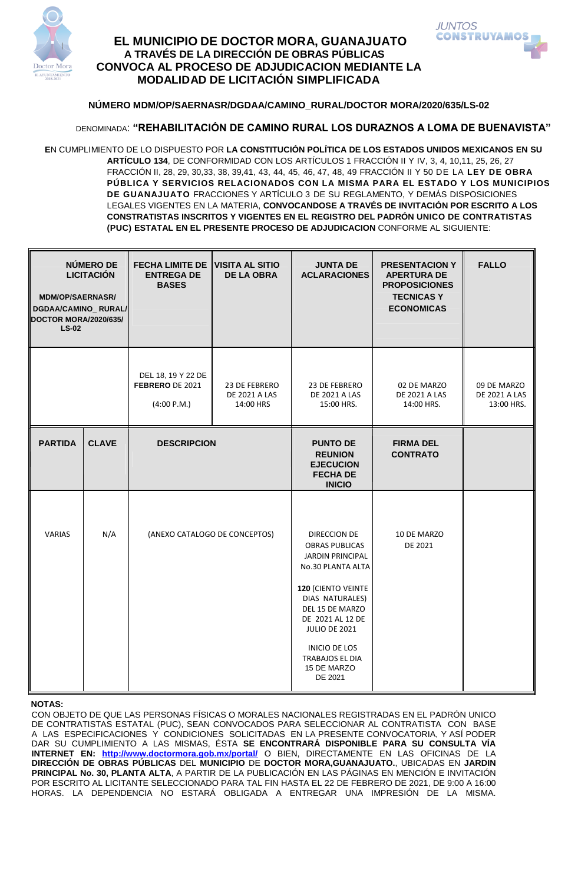# EL MUNICIPIO DE DOCTOR MORA, GUANAJUATO
## A TRAVÉS DE LA DIRECCIÓN DE OBRAS PÚBLICAS
## CONVOCA AL PROCESO DE ADJUDICACION MEDIANTE LA MODALIDAD DE LICITACIÓN SIMPLIFICADA

**NÚMERO MDM/OP/SAERNASR/DGDAA/CAMINO_RURAL/DOCTOR MORA/2020/635/LS-02**

DENOMINADA: **"REHABILITACIÓN DE CAMINO RURAL LOS DURAZNOS A LOMA DE BUENAVISTA"**

**E**N CUMPLIMIENTO DE LO DISPUESTO POR **LA CONSTITUCIÓN POLÍTICA DE LOS ESTADOS UNIDOS MEXICANOS EN SU ARTÍCULO 134**, DE CONFORMIDAD CON LOS ARTÍCULOS 1 FRACCIÓN II Y IV, 3, 4, 10,11, 25, 26, 27 FRACCIÓN II, 28, 29, 30,33, 38, 39,41, 43, 44, 45, 46, 47, 48, 49 FRACCIÓN II Y 50 DE LA **LEY DE OBRA PÚBLICA Y SERVICIOS RELACIONADOS CON LA MISMA PARA EL ESTADO Y LOS MUNICIPIOS DE GUANAJUATO** FRACCIONES Y ARTÍCULO 3 DE SU REGLAMENTO, Y DEMÁS DISPOSICIONES LEGALES VIGENTES EN LA MATERIA, **CONVOCANDOSE A TRAVÉS DE INVITACIÓN POR ESCRITO A LOS CONSTRATISTAS INSCRITOS Y VIGENTES EN EL REGISTRO DEL PADRÓN UNICO DE CONTRATISTAS (PUC) ESTATAL EN EL PRESENTE PROCESO DE ADJUDICACION** CONFORME AL SIGUIENTE:

| NÚMERO DE LICITACIÓN MDM/OP/SAERNASR/ DGDAA/CAMINO_ RURAL/ DOCTOR MORA/2020/635/ LS-02 | | FECHA LIMITE DE ENTREGA DE BASES | VISITA AL SITIO DE LA OBRA | JUNTA DE ACLARACIONES | PRESENTACION Y APERTURA DE PROPOSICIONES TECNICAS Y ECONOMICAS | FALLO |
|---|---|---|---|---|---|---|
| | | DEL 18, 19 Y 22 DE **FEBRERO** DE 2021 (4:00 P.M.) | 23 DE FEBRERO DE 2021 A LAS 14:00 HRS | 23 DE FEBRERO DE 2021 A LAS 15:00 HRS. | 02 DE MARZO DE 2021 A LAS 14:00 HRS. | 09 DE MARZO DE 2021 A LAS 13:00 HRS. |
| **PARTIDA** | **CLAVE** | **DESCRIPCION** | | **PUNTO DE REUNION EJECUCION FECHA DE INICIO** | **FIRMA DEL CONTRATO** | |
| VARIAS | N/A | (ANEXO CATALOGO DE CONCEPTOS) | | DIRECCION DE OBRAS PUBLICAS JARDIN PRINCIPAL No.30 PLANTA ALTA<br><br>**120** (CIENTO VEINTE DIAS NATURALES) DEL 15 DE MARZO DE 2021 AL 12 DE JULIO DE 2021<br><br>INICIO DE LOS TRABAJOS EL DIA 15 DE MARZO DE 2021 | 10 DE MARZO DE 2021 | |

**NOTAS:**

CON OBJETO DE QUE LAS PERSONAS FÍSICAS O MORALES NACIONALES REGISTRADAS EN EL PADRÓN UNICO DE CONTRATISTAS ESTATAL (PUC), SEAN CONVOCADOS PARA SELECCIONAR AL CONTRATISTA CON BASE A LAS ESPECIFICACIONES Y CONDICIONES SOLICITADAS EN LA PRESENTE CONVOCATORIA, Y ASÍ PODER DAR SU CUMPLIMIENTO A LAS MISMAS, ÉSTA **SE ENCONTRARÁ DISPONIBLE PARA SU CONSULTA VÍA INTERNET EN: http://www.doctormora.gob.mx/portal/** O BIEN, DIRECTAMENTE EN LAS OFICINAS DE LA **DIRECCIÓN DE OBRAS PÚBLICAS** DEL **MUNICIPIO** DE **DOCTOR MORA,GUANAJUATO.**, UBICADAS EN **JARDIN PRINCIPAL No. 30, PLANTA ALTA**, A PARTIR DE LA PUBLICACIÓN EN LAS PÁGINAS EN MENCIÓN E INVITACIÓN POR ESCRITO AL LICITANTE SELECCIONADO PARA TAL FIN HASTA EL 22 DE FEBRERO DE 2021, DE 9:00 A 16:00 HORAS. LA DEPENDENCIA NO ESTARÁ OBLIGADA A ENTREGAR UNA IMPRESIÓN DE LA MISMA.